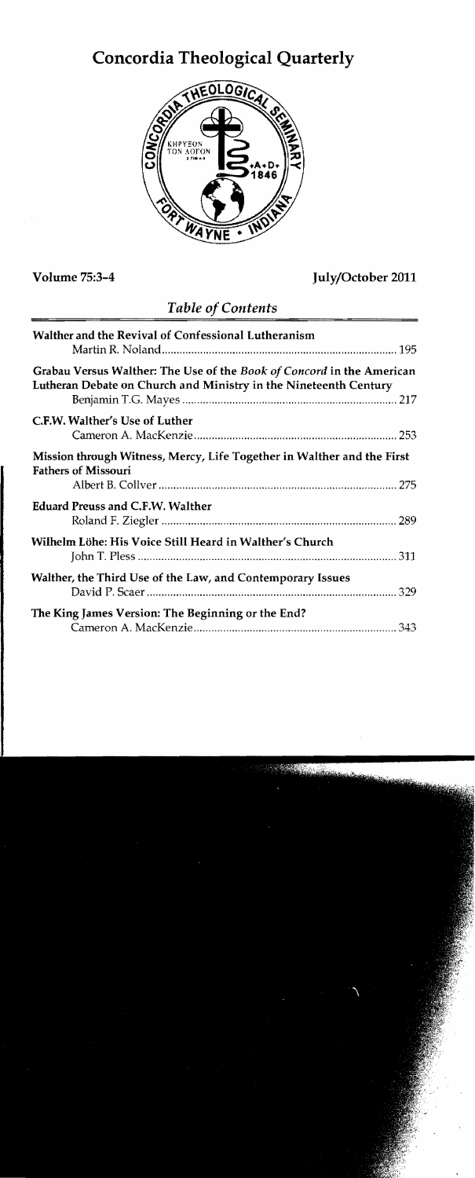# Concordia Theological Quarterly

Volume 75:3–4

July/October 2011

## *Table of Contents*

**Walther and the Revival of Confessional Lutheranism**
Martin R. Noland .................................................................................. 195

**Grabau Versus Walther: The Use of the *Book of Concord* in the American Lutheran Debate on Church and Ministry in the Nineteenth Century**
Benjamin T.G. Mayes .......................................................................... 217

**C.F.W. Walther's Use of Luther**
Cameron A. MacKenzie ....................................................................... 253

**Mission through Witness, Mercy, Life Together in Walther and the First Fathers of Missouri**
Albert B. Collver ................................................................................... 275

**Eduard Preuss and C.F.W. Walther**
Roland F. Ziegler .................................................................................. 289

**Wilhelm Löhe: His Voice Still Heard in Walther's Church**
John T. Pless ......................................................................................... 311

**Walther, the Third Use of the Law, and Contemporary Issues**
David P. Scaer ...................................................................................... 329

**The King James Version: The Beginning or the End?**
Cameron A. MacKenzie ....................................................................... 343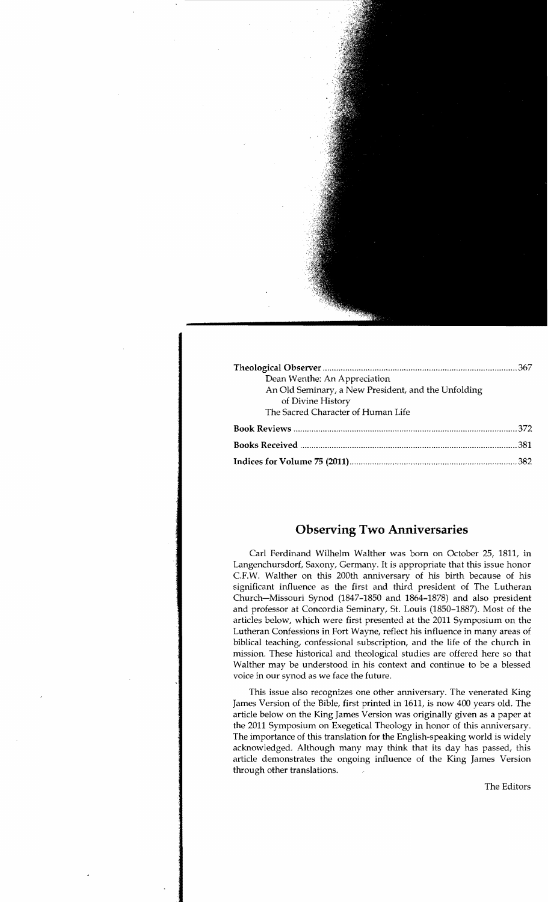**Theological Observer** ........................................................................................ 367

Dean Wenthe: An Appreciation

An Old Seminary, a New President, and the Unfolding of Divine History

The Sacred Character of Human Life

**Book Reviews** ........................................................................................ 372

**Books Received** ........................................................................................ 381

**Indices for Volume 75 (2011)** ........................................................................................ 382

## Observing Two Anniversaries

Carl Ferdinand Wilhelm Walther was born on October 25, 1811, in Langenchursdorf, Saxony, Germany. It is appropriate that this issue honor C.F.W. Walther on this 200th anniversary of his birth because of his significant influence as the first and third president of The Lutheran Church—Missouri Synod (1847–1850 and 1864–1878) and also president and professor at Concordia Seminary, St. Louis (1850–1887). Most of the articles below, which were first presented at the 2011 Symposium on the Lutheran Confessions in Fort Wayne, reflect his influence in many areas of biblical teaching, confessional subscription, and the life of the church in mission. These historical and theological studies are offered here so that Walther may be understood in his context and continue to be a blessed voice in our synod as we face the future.

This issue also recognizes one other anniversary. The venerated King James Version of the Bible, first printed in 1611, is now 400 years old. The article below on the King James Version was originally given as a paper at the 2011 Symposium on Exegetical Theology in honor of this anniversary. The importance of this translation for the English-speaking world is widely acknowledged. Although many may think that its day has passed, this article demonstrates the ongoing influence of the King James Version through other translations.

The Editors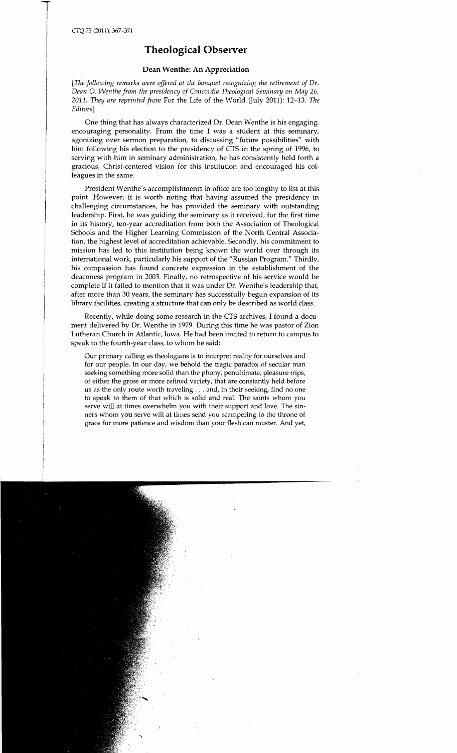# Theological Observer

## Dean Wenthe: An Appreciation

*[The following remarks were offered at the banquet recognizing the retirement of Dr. Dean O. Wenthe from the presidency of Concordia Theological Seminary on May 26, 2011. They are reprinted from* For the Life of the World *(July 2011): 12–13. The Editors]*

One thing that has always characterized Dr. Dean Wenthe is his engaging, encouraging personality. From the time I was a student at this seminary, agonizing over sermon preparation, to discussing "future possibilities" with him following his election to the presidency of CTS in the spring of 1996, to serving with him in seminary administration, he has consistently held forth a gracious, Christ-centered vision for this institution and encouraged his colleagues in the same.

President Wenthe's accomplishments in office are too lengthy to list at this point. However, it is worth noting that having assumed the presidency in challenging circumstances, he has provided the seminary with outstanding leadership. First, he was guiding the seminary as it received, for the first time in its history, ten-year accreditation from both the Association of Theological Schools and the Higher Learning Commission of the North Central Association, the highest level of accreditation achievable. Secondly, his commitment to mission has led to this institution being known the world over through its international work, particularly his support of the "Russian Program." Thirdly, his compassion has found concrete expression in the establishment of the deaconess program in 2003. Finally, no retrospective of his service would be complete if it failed to mention that it was under Dr. Wenthe's leadership that, after more than 30 years, the seminary has successfully begun expansion of its library facilities, creating a structure that can only be described as world class.

Recently, while doing some research in the CTS archives, I found a document delivered by Dr. Wenthe in 1979. During this time he was pastor of Zion Lutheran Church in Atlantic, Iowa. He had been invited to return to campus to speak to the fourth-year class, to whom he said:

> Our primary calling as theologians is to interpret reality for ourselves and for our people. In our day, we behold the tragic paradox of secular man seeking something more solid than the phony, penultimate, pleasure trips, of either the gross or more refined variety, that are constantly held before us as the only route worth traveling . . . and, in their seeking, find no one to speak to them of that which is solid and real. The saints whom you serve will at times overwhelm you with their support and love. The sinners whom you serve will at times send you scampering to the throne of grace for more patience and wisdom than your flesh can muster. And yet,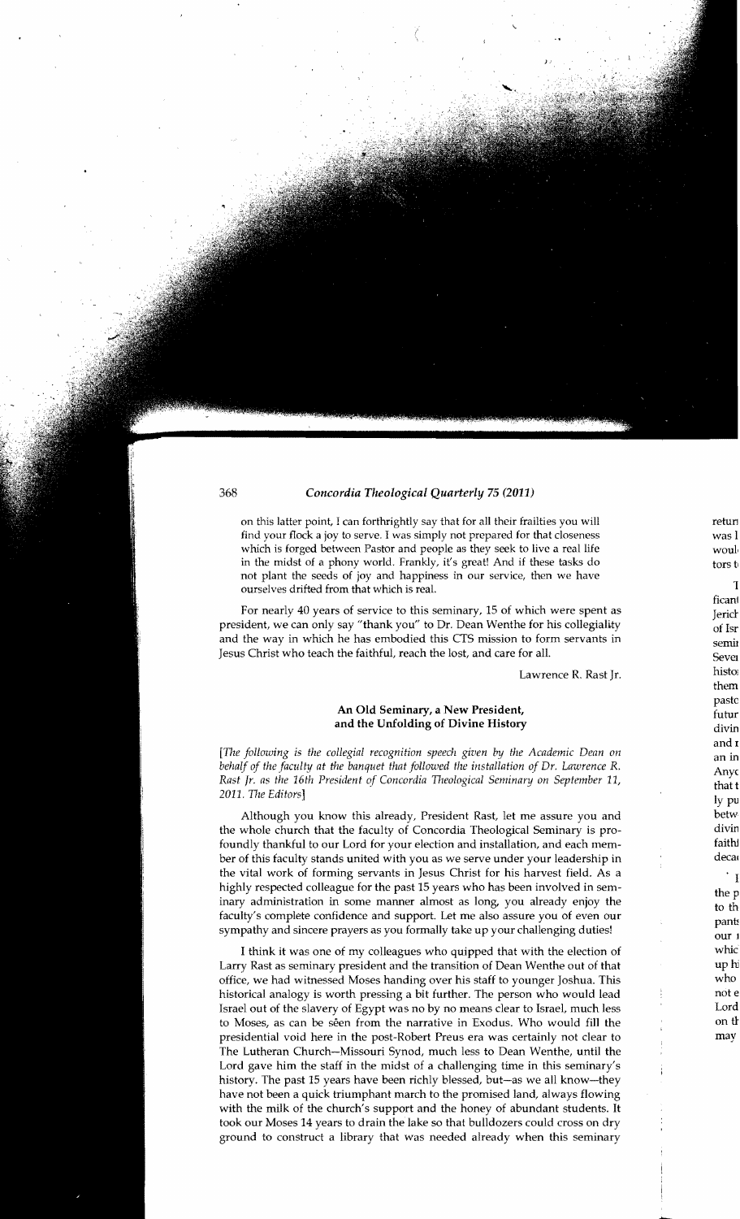on this latter point, I can forthrightly say that for all their frailties you will find your flock a joy to serve. I was simply not prepared for that closeness which is forged between Pastor and people as they seek to live a real life in the midst of a phony world. Frankly, it's great! And if these tasks do not plant the seeds of joy and happiness in our service, then we have ourselves drifted from that which is real.

For nearly 40 years of service to this seminary, 15 of which were spent as president, we can only say "thank you" to Dr. Dean Wenthe for his collegiality and the way in which he has embodied this CTS mission to form servants in Jesus Christ who teach the faithful, reach the lost, and care for all.

Lawrence R. Rast Jr.

## An Old Seminary, a New President, and the Unfolding of Divine History

*[The following is the collegial recognition speech given by the Academic Dean on behalf of the faculty at the banquet that followed the installation of Dr. Lawrence R. Rast Jr. as the 16th President of Concordia Theological Seminary on September 11, 2011. The Editors]*

Although you know this already, President Rast, let me assure you and the whole church that the faculty of Concordia Theological Seminary is profoundly thankful to our Lord for your election and installation, and each member of this faculty stands united with you as we serve under your leadership in the vital work of forming servants in Jesus Christ for his harvest field. As a highly respected colleague for the past 15 years who has been involved in seminary administration in some manner almost as long, you already enjoy the faculty's complete confidence and support. Let me also assure you of even our sympathy and sincere prayers as you formally take up your challenging duties!

I think it was one of my colleagues who quipped that with the election of Larry Rast as seminary president and the transition of Dean Wenthe out of that office, we had witnessed Moses handing over his staff to younger Joshua. This historical analogy is worth pressing a bit further. The person who would lead Israel out of the slavery of Egypt was no by no means clear to Israel, much less to Moses, as can be sêen from the narrative in Exodus. Who would fill the presidential void here in the post-Robert Preus era was certainly not clear to The Lutheran Church—Missouri Synod, much less to Dean Wenthe, until the Lord gave him the staff in the midst of a challenging time in this seminary's history. The past 15 years have been richly blessed, but—as we all know—they have not been a quick triumphant march to the promised land, always flowing with the milk of the church's support and the honey of abundant students. It took our Moses 14 years to drain the lake so that bulldozers could cross on dry ground to construct a library that was needed already when this seminary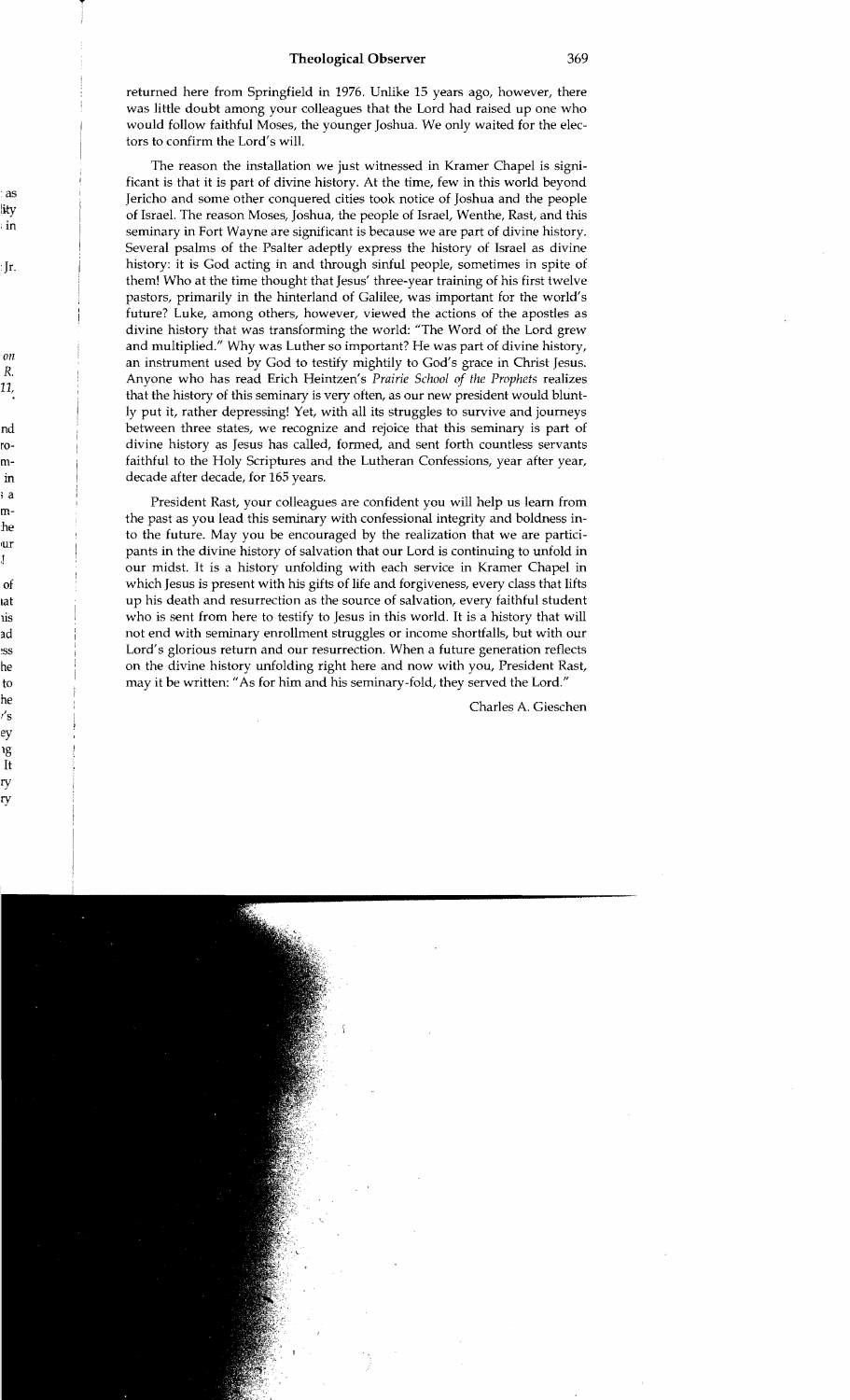returned here from Springfield in 1976. Unlike 15 years ago, however, there was little doubt among your colleagues that the Lord had raised up one who would follow faithful Moses, the younger Joshua. We only waited for the electors to confirm the Lord's will.

The reason the installation we just witnessed in Kramer Chapel is significant is that it is part of divine history. At the time, few in this world beyond Jericho and some other conquered cities took notice of Joshua and the people of Israel. The reason Moses, Joshua, the people of Israel, Wenthe, Rast, and this seminary in Fort Wayne are significant is because we are part of divine history. Several psalms of the Psalter adeptly express the history of Israel as divine history: it is God acting in and through sinful people, sometimes in spite of them! Who at the time thought that Jesus' three-year training of his first twelve pastors, primarily in the hinterland of Galilee, was important for the world's future? Luke, among others, however, viewed the actions of the apostles as divine history that was transforming the world: "The Word of the Lord grew and multiplied." Why was Luther so important? He was part of divine history, an instrument used by God to testify mightily to God's grace in Christ Jesus. Anyone who has read Erich Heintzen's *Prairie School of the Prophets* realizes that the history of this seminary is very often, as our new president would bluntly put it, rather depressing! Yet, with all its struggles to survive and journeys between three states, we recognize and rejoice that this seminary is part of divine history as Jesus has called, formed, and sent forth countless servants faithful to the Holy Scriptures and the Lutheran Confessions, year after year, decade after decade, for 165 years.

President Rast, your colleagues are confident you will help us learn from the past as you lead this seminary with confessional integrity and boldness into the future. May you be encouraged by the realization that we are participants in the divine history of salvation that our Lord is continuing to unfold in our midst. It is a history unfolding with each service in Kramer Chapel in which Jesus is present with his gifts of life and forgiveness, every class that lifts up his death and resurrection as the source of salvation, every faithful student who is sent from here to testify to Jesus in this world. It is a history that will not end with seminary enrollment struggles or income shortfalls, but with our Lord's glorious return and our resurrection. When a future generation reflects on the divine history unfolding right here and now with you, President Rast, may it be written: "As for him and his seminary-fold, they served the Lord."

Charles A. Gieschen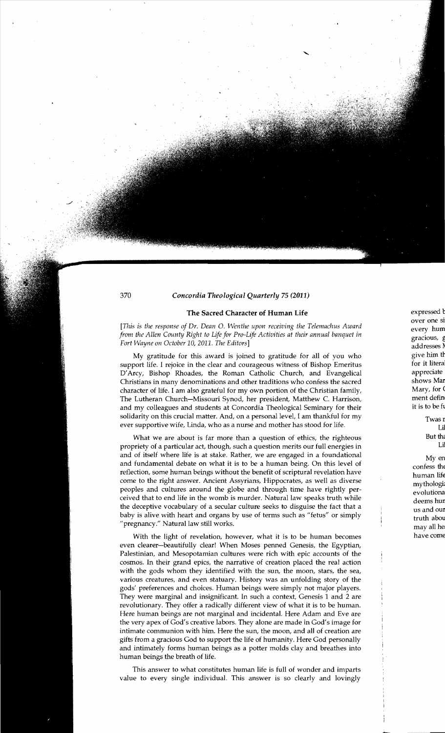## The Sacred Character of Human Life

*[This is the response of Dr. Dean O. Wenthe upon receiving the Telemachus Award from the Allen County Right to Life for Pro-Life Activities at their annual banquet in Fort Wayne on October 10, 2011. The Editors]*

My gratitude for this award is joined to gratitude for all of you who support life. I rejoice in the clear and courageous witness of Bishop Emeritus D'Arcy, Bishop Rhoades, the Roman Catholic Church, and Evangelical Christians in many denominations and other traditions who confess the sacred character of life. I am also grateful for my own portion of the Christian family, The Lutheran Church—Missouri Synod, her president, Matthew C. Harrison, and my colleagues and students at Concordia Theological Seminary for their solidarity on this crucial matter. And, on a personal level, I am thankful for my ever supportive wife, Linda, who as a nurse and mother has stood for life.

What we are about is far more than a question of ethics, the righteous propriety of a particular act, though, such a question merits our full energies in and of itself where life is at stake. Rather, we are engaged in a foundational and fundamental debate on what it is to be a human being. On this level of reflection, some human beings without the benefit of scriptural revelation have come to the right answer. Ancient Assyrians, Hippocrates, as well as diverse peoples and cultures around the globe and through time have rightly perceived that to end life in the womb is murder. Natural law speaks truth while the deceptive vocabulary of a secular culture seeks to disguise the fact that a baby is alive with heart and organs by use of terms such as "fetus" or simply "pregnancy." Natural law still works.

With the light of revelation, however, what it is to be human becomes even clearer—beautifully clear! When Moses penned Genesis, the Egyptian, Palestinian, and Mesopotamian cultures were rich with epic accounts of the cosmos. In their grand epics, the narrative of creation placed the real action with the gods whom they identified with the sun, the moon, stars, the sea, various creatures, and even statuary. History was an unfolding story of the gods' preferences and choices. Human beings were simply not major players. They were marginal and insignificant. In such a context, Genesis 1 and 2 are revolutionary. They offer a radically different view of what it is to be human. Here human beings are not marginal and incidental. Here Adam and Eve are the very apex of God's creative labors. They alone are made in God's image for intimate communion with him. Here the sun, the moon, and all of creation are gifts from a gracious God to support the life of humanity. Here God personally and intimately forms human beings as a potter molds clay and breathes into human beings the breath of life.

This answer to what constitutes human life is full of wonder and imparts value to every single individual. This answer is so clearly and lovingly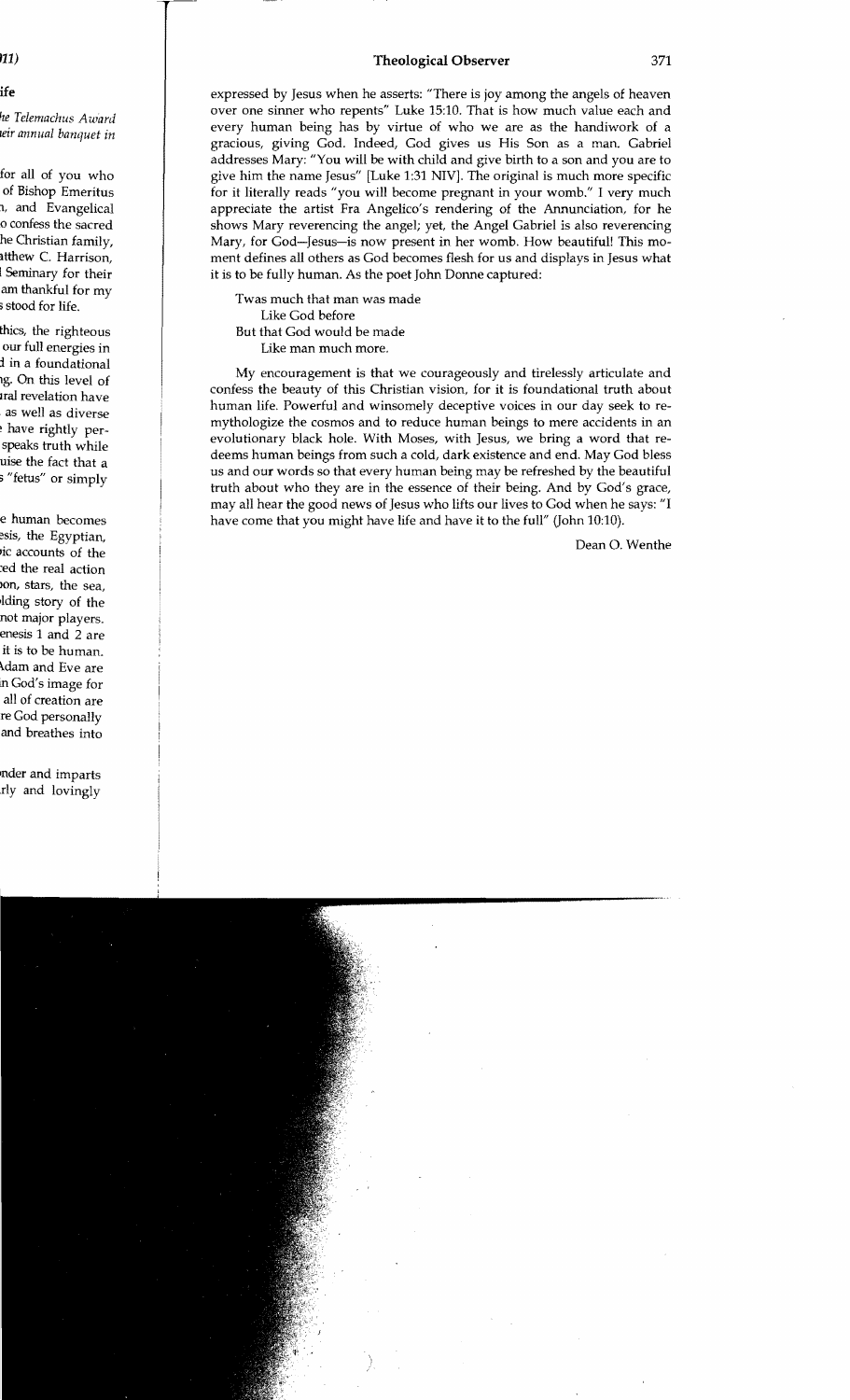expressed by Jesus when he asserts: "There is joy among the angels of heaven over one sinner who repents" Luke 15:10. That is how much value each and every human being has by virtue of who we are as the handiwork of a gracious, giving God. Indeed, God gives us His Son as a man. Gabriel addresses Mary: "You will be with child and give birth to a son and you are to give him the name Jesus" [Luke 1:31 NIV]. The original is much more specific for it literally reads "you will become pregnant in your womb." I very much appreciate the artist Fra Angelico's rendering of the Annunciation, for he shows Mary reverencing the angel; yet, the Angel Gabriel is also reverencing Mary, for God—Jesus—is now present in her womb. How beautiful! This moment defines all others as God becomes flesh for us and displays in Jesus what it is to be fully human. As the poet John Donne captured:

> Twas much that man was made
> Like God before
> But that God would be made
> Like man much more.

My encouragement is that we courageously and tirelessly articulate and confess the beauty of this Christian vision, for it is foundational truth about human life. Powerful and winsomely deceptive voices in our day seek to re-mythologize the cosmos and to reduce human beings to mere accidents in an evolutionary black hole. With Moses, with Jesus, we bring a word that redeems human beings from such a cold, dark existence and end. May God bless us and our words so that every human being may be refreshed by the beautiful truth about who they are in the essence of their being. And by God's grace, may all hear the good news of Jesus who lifts our lives to God when he says: "I have come that you might have life and have it to the full" (John 10:10).

Dean O. Wenthe